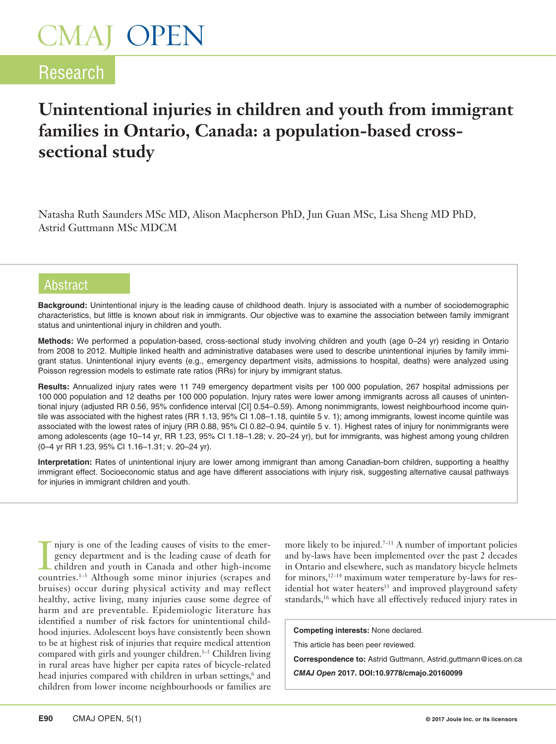CMAJ OPEN

Research

# Unintentional injuries in children and youth from immigrant families in Ontario, Canada: a population-based cross-sectional study

Natasha Ruth Saunders MSc MD, Alison Macpherson PhD, Jun Guan MSc, Lisa Sheng MD PhD, Astrid Guttmann MSc MDCM

## Abstract

**Background:** Unintentional injury is the leading cause of childhood death. Injury is associated with a number of sociodemographic characteristics, but little is known about risk in immigrants. Our objective was to examine the association between family immigrant status and unintentional injury in children and youth.

**Methods:** We performed a population-based, cross-sectional study involving children and youth (age 0–24 yr) residing in Ontario from 2008 to 2012. Multiple linked health and administrative databases were used to describe unintentional injuries by family immigrant status. Unintentional injury events (e.g., emergency department visits, admissions to hospital, deaths) were analyzed using Poisson regression models to estimate rate ratios (RRs) for injury by immigrant status.

**Results:** Annualized injury rates were 11 749 emergency department visits per 100 000 population, 267 hospital admissions per 100 000 population and 12 deaths per 100 000 population. Injury rates were lower among immigrants across all causes of unintentional injury (adjusted RR 0.56, 95% confidence interval [CI] 0.54–0.59). Among nonimmigrants, lowest neighbourhood income quintile was associated with the highest rates (RR 1.13, 95% CI 1.08–1.18, quintile 5 v. 1); among immigrants, lowest income quintile was associated with the lowest rates of injury (RR 0.88, 95% CI 0.82–0.94, quintile 5 v. 1). Highest rates of injury for nonimmigrants were among adolescents (age 10–14 yr, RR 1.23, 95% CI 1.18–1.28; v. 20–24 yr), but for immigrants, was highest among young children (0–4 yr RR 1.23, 95% CI 1.16–1.31; v. 20–24 yr).

**Interpretation:** Rates of unintentional injury are lower among immigrant than among Canadian-born children, supporting a healthy immigrant effect. Socioeconomic status and age have different associations with injury risk, suggesting alternative causal pathways for injuries in immigrant children and youth.

Injury is one of the leading causes of visits to the emergency department and is the leading cause of death for children and youth in Canada and other high-income countries.[1–3] Although some minor injuries (scrapes and bruises) occur during physical activity and may reflect healthy, active living, many injuries cause some degree of harm and are preventable. Epidemiologic literature has identified a number of risk factors for unintentional childhood injuries. Adolescent boys have consistently been shown to be at highest risk of injuries that require medical attention compared with girls and younger children.[3–5] Children living in rural areas have higher per capita rates of bicycle-related head injuries compared with children in urban settings,[6] and children from lower income neighbourhoods or families are more likely to be injured.[7–11] A number of important policies and by-laws have been implemented over the past 2 decades in Ontario and elsewhere, such as mandatory bicycle helmets for minors,[12–14] maximum water temperature by-laws for residential hot water heaters[15] and improved playground safety standards,[16] which have all effectively reduced injury rates in

**Competing interests:** None declared.

This article has been peer reviewed.

**Correspondence to:** Astrid Guttmann, Astrid.guttmann@ices.on.ca

*CMAJ Open* 2017. DOI:10.9778/cmajo.20160099

© 2017 Joule Inc. or its licensors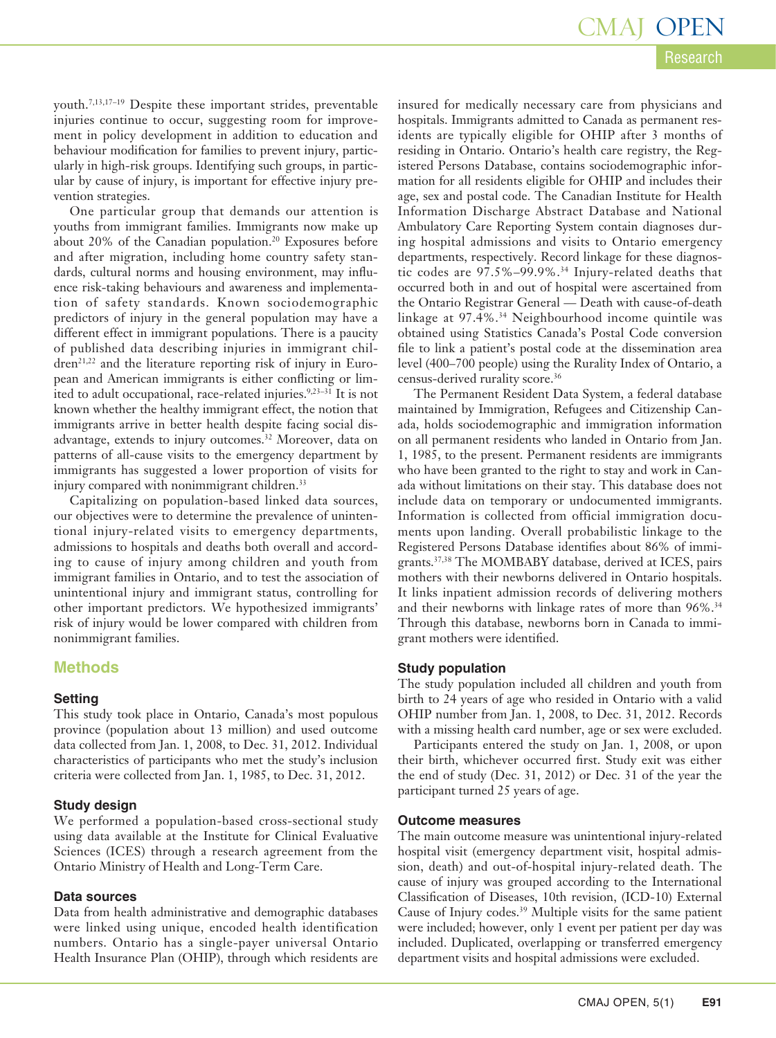youth.[7,13,17–19] Despite these important strides, preventable injuries continue to occur, suggesting room for improvement in policy development in addition to education and behaviour modification for families to prevent injury, particularly in high-risk groups. Identifying such groups, in particular by cause of injury, is important for effective injury prevention strategies.

One particular group that demands our attention is youths from immigrant families. Immigrants now make up about 20% of the Canadian population.[20] Exposures before and after migration, including home country safety standards, cultural norms and housing environment, may influence risk-taking behaviours and awareness and implementation of safety standards. Known sociodemographic predictors of injury in the general population may have a different effect in immigrant populations. There is a paucity of published data describing injuries in immigrant children[21,22] and the literature reporting risk of injury in European and American immigrants is either conflicting or limited to adult occupational, race-related injuries.[9,23–31] It is not known whether the healthy immigrant effect, the notion that immigrants arrive in better health despite facing social disadvantage, extends to injury outcomes.[32] Moreover, data on patterns of all-cause visits to the emergency department by immigrants has suggested a lower proportion of visits for injury compared with nonimmigrant children.[33]

Capitalizing on population-based linked data sources, our objectives were to determine the prevalence of unintentional injury-related visits to emergency departments, admissions to hospitals and deaths both overall and according to cause of injury among children and youth from immigrant families in Ontario, and to test the association of unintentional injury and immigrant status, controlling for other important predictors. We hypothesized immigrants' risk of injury would be lower compared with children from nonimmigrant families.

## Methods

### Setting

This study took place in Ontario, Canada's most populous province (population about 13 million) and used outcome data collected from Jan. 1, 2008, to Dec. 31, 2012. Individual characteristics of participants who met the study's inclusion criteria were collected from Jan. 1, 1985, to Dec. 31, 2012.

### Study design

We performed a population-based cross-sectional study using data available at the Institute for Clinical Evaluative Sciences (ICES) through a research agreement from the Ontario Ministry of Health and Long-Term Care.

### Data sources

Data from health administrative and demographic databases were linked using unique, encoded health identification numbers. Ontario has a single-payer universal Ontario Health Insurance Plan (OHIP), through which residents are insured for medically necessary care from physicians and hospitals. Immigrants admitted to Canada as permanent residents are typically eligible for OHIP after 3 months of residing in Ontario. Ontario's health care registry, the Registered Persons Database, contains sociodemographic information for all residents eligible for OHIP and includes their age, sex and postal code. The Canadian Institute for Health Information Discharge Abstract Database and National Ambulatory Care Reporting System contain diagnoses during hospital admissions and visits to Ontario emergency departments, respectively. Record linkage for these diagnostic codes are 97.5%–99.9%.[34] Injury-related deaths that occurred both in and out of hospital were ascertained from the Ontario Registrar General — Death with cause-of-death linkage at 97.4%.[34] Neighbourhood income quintile was obtained using Statistics Canada's Postal Code conversion file to link a patient's postal code at the dissemination area level (400–700 people) using the Rurality Index of Ontario, a census-derived rurality score.[36]

The Permanent Resident Data System, a federal database maintained by Immigration, Refugees and Citizenship Canada, holds sociodemographic and immigration information on all permanent residents who landed in Ontario from Jan. 1, 1985, to the present. Permanent residents are immigrants who have been granted to the right to stay and work in Canada without limitations on their stay. This database does not include data on temporary or undocumented immigrants. Information is collected from official immigration documents upon landing. Overall probabilistic linkage to the Registered Persons Database identifies about 86% of immigrants.[37,38] The MOMBABY database, derived at ICES, pairs mothers with their newborns delivered in Ontario hospitals. It links inpatient admission records of delivering mothers and their newborns with linkage rates of more than 96%.[34] Through this database, newborns born in Canada to immigrant mothers were identified.

### Study population

The study population included all children and youth from birth to 24 years of age who resided in Ontario with a valid OHIP number from Jan. 1, 2008, to Dec. 31, 2012. Records with a missing health card number, age or sex were excluded.

Participants entered the study on Jan. 1, 2008, or upon their birth, whichever occurred first. Study exit was either the end of study (Dec. 31, 2012) or Dec. 31 of the year the participant turned 25 years of age.

### Outcome measures

The main outcome measure was unintentional injury-related hospital visit (emergency department visit, hospital admission, death) and out-of-hospital injury-related death. The cause of injury was grouped according to the International Classification of Diseases, 10th revision, (ICD-10) External Cause of Injury codes.[39] Multiple visits for the same patient were included; however, only 1 event per patient per day was included. Duplicated, overlapping or transferred emergency department visits and hospital admissions were excluded.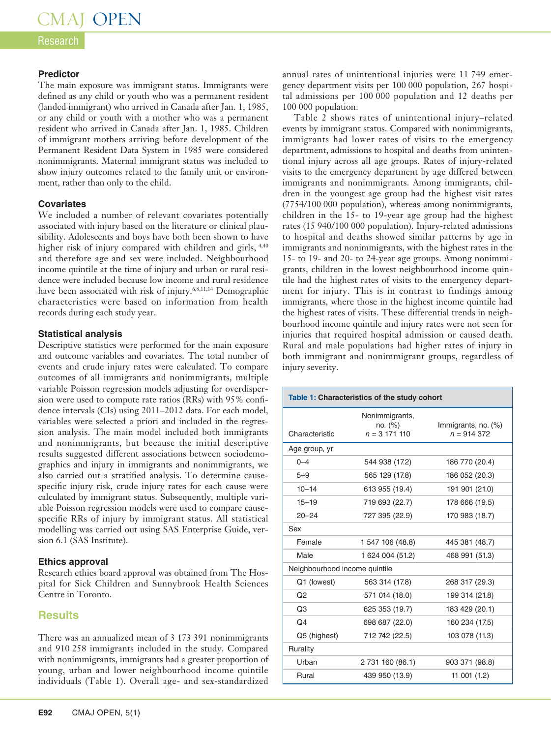### Predictor

The main exposure was immigrant status. Immigrants were defined as any child or youth who was a permanent resident (landed immigrant) who arrived in Canada after Jan. 1, 1985, or any child or youth with a mother who was a permanent resident who arrived in Canada after Jan. 1, 1985. Children of immigrant mothers arriving before development of the Permanent Resident Data System in 1985 were considered nonimmigrants. Maternal immigrant status was included to show injury outcomes related to the family unit or environment, rather than only to the child.

### Covariates

We included a number of relevant covariates potentially associated with injury based on the literature or clinical plausibility. Adolescents and boys have both been shown to have higher risk of injury compared with children and girls,[4,40] and therefore age and sex were included. Neighbourhood income quintile at the time of injury and urban or rural residence were included because low income and rural residence have been associated with risk of injury.[6,8,11,14] Demographic characteristics were based on information from health records during each study year.

### Statistical analysis

Descriptive statistics were performed for the main exposure and outcome variables and covariates. The total number of events and crude injury rates were calculated. To compare outcomes of all immigrants and nonimmigrants, multiple variable Poisson regression models adjusting for overdispersion were used to compute rate ratios (RRs) with 95% confidence intervals (CIs) using 2011–2012 data. For each model, variables were selected a priori and included in the regression analysis. The main model included both immigrants and nonimmigrants, but because the initial descriptive results suggested different associations between sociodemographics and injury in immigrants and nonimmigrants, we also carried out a stratified analysis. To determine cause-specific injury risk, crude injury rates for each cause were calculated by immigrant status. Subsequently, multiple variable Poisson regression models were used to compare cause-specific RRs of injury by immigrant status. All statistical modelling was carried out using SAS Enterprise Guide, version 6.1 (SAS Institute).

### Ethics approval

Research ethics board approval was obtained from The Hospital for Sick Children and Sunnybrook Health Sciences Centre in Toronto.

## Results

There was an annualized mean of 3 173 391 nonimmigrants and 910 258 immigrants included in the study. Compared with nonimmigrants, immigrants had a greater proportion of young, urban and lower neighbourhood income quintile individuals (Table 1). Overall age- and sex-standardized annual rates of unintentional injuries were 11 749 emergency department visits per 100 000 population, 267 hospital admissions per 100 000 population and 12 deaths per 100 000 population.

Table 2 shows rates of unintentional injury–related events by immigrant status. Compared with nonimmigrants, immigrants had lower rates of visits to the emergency department, admissions to hospital and deaths from unintentional injury across all age groups. Rates of injury-related visits to the emergency department by age differed between immigrants and nonimmigrants. Among immigrants, children in the youngest age group had the highest visit rates (7754/100 000 population), whereas among nonimmigrants, children in the 15- to 19-year age group had the highest rates (15 940/100 000 population). Injury-related admissions to hospital and deaths showed similar patterns by age in immigrants and nonimmigrants, with the highest rates in the 15- to 19- and 20- to 24-year age groups. Among nonimmigrants, children in the lowest neighbourhood income quintile had the highest rates of visits to the emergency department for injury. This is in contrast to findings among immigrants, where those in the highest income quintile had the highest rates of visits. These differential trends in neighbourhood income quintile and injury rates were not seen for injuries that required hospital admission or caused death. Rural and male populations had higher rates of injury in both immigrant and nonimmigrant groups, regardless of injury severity.

**Table 1: Characteristics of the study cohort**

| Characteristic | Nonimmigrants, no. (%) $n$ = 3 171 110 | Immigrants, no. (%) $n$ = 914 372 |
|---|---|---|
| Age group, yr | | |
| 0–4 | 544 938 (17.2) | 186 770 (20.4) |
| 5–9 | 565 129 (17.8) | 186 052 (20.3) |
| 10–14 | 613 955 (19.4) | 191 901 (21.0) |
| 15–19 | 719 693 (22.7) | 178 666 (19.5) |
| 20–24 | 727 395 (22.9) | 170 983 (18.7) |
| Sex | | |
| Female | 1 547 106 (48.8) | 445 381 (48.7) |
| Male | 1 624 004 (51.2) | 468 991 (51.3) |
| Neighbourhood income quintile | | |
| Q1 (lowest) | 563 314 (17.8) | 268 317 (29.3) |
| Q2 | 571 014 (18.0) | 199 314 (21.8) |
| Q3 | 625 353 (19.7) | 183 429 (20.1) |
| Q4 | 698 687 (22.0) | 160 234 (17.5) |
| Q5 (highest) | 712 742 (22.5) | 103 078 (11.3) |
| Rurality | | |
| Urban | 2 731 160 (86.1) | 903 371 (98.8) |
| Rural | 439 950 (13.9) | 11 001 (1.2) |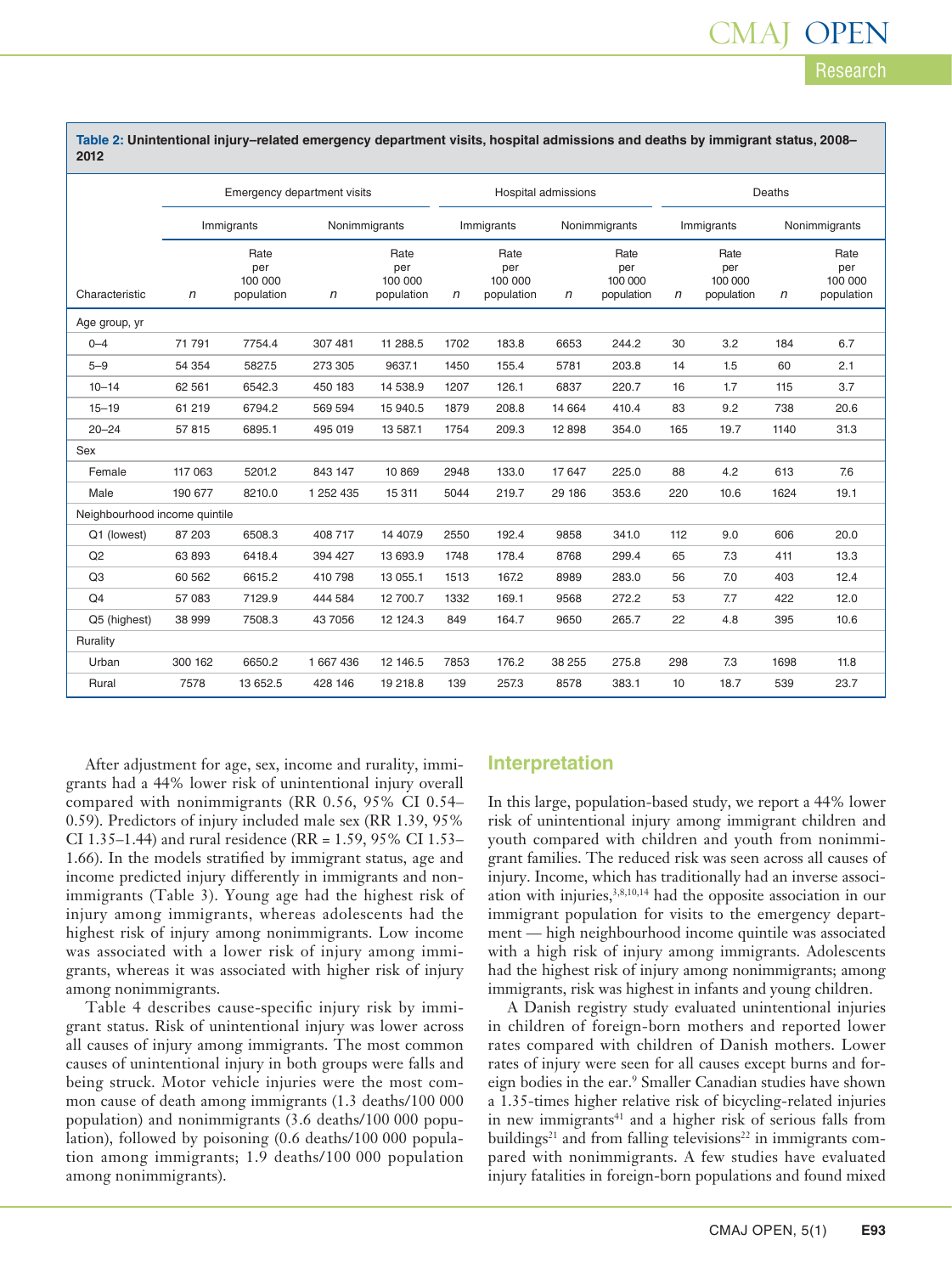**Table 2: Unintentional injury–related emergency department visits, hospital admissions and deaths by immigrant status, 2008–2012**

| Characteristic | Emergency department visits | | | | Hospital admissions | | | | Deaths | | | |
|---|---|---|---|---|---|---|---|---|---|---|---|---|
| | Immigrants | | Nonimmigrants | | Immigrants | | Nonimmigrants | | Immigrants | | Nonimmigrants | |
| | *n* | Rate per 100 000 population | *n* | Rate per 100 000 population | *n* | Rate per 100 000 population | *n* | Rate per 100 000 population | *n* | Rate per 100 000 population | *n* | Rate per 100 000 population |
| **Age group, yr** | | | | | | | | | | | | |
| 0–4 | 71 791 | 7754.4 | 307 481 | 11 288.5 | 1702 | 183.8 | 6653 | 244.2 | 30 | 3.2 | 184 | 6.7 |
| 5–9 | 54 354 | 5827.5 | 273 305 | 9637.1 | 1450 | 155.4 | 5781 | 203.8 | 14 | 1.5 | 60 | 2.1 |
| 10–14 | 62 561 | 6542.3 | 450 183 | 14 538.9 | 1207 | 126.1 | 6837 | 220.7 | 16 | 1.7 | 115 | 3.7 |
| 15–19 | 61 219 | 6794.2 | 569 594 | 15 940.5 | 1879 | 208.8 | 14 664 | 410.4 | 83 | 9.2 | 738 | 20.6 |
| 20–24 | 57 815 | 6895.1 | 495 019 | 13 587.1 | 1754 | 209.3 | 12 898 | 354.0 | 165 | 19.7 | 1140 | 31.3 |
| **Sex** | | | | | | | | | | | | |
| Female | 117 063 | 5201.2 | 843 147 | 10 869 | 2948 | 133.0 | 17 647 | 225.0 | 88 | 4.2 | 613 | 7.6 |
| Male | 190 677 | 8210.0 | 1 252 435 | 15 311 | 5044 | 219.7 | 29 186 | 353.6 | 220 | 10.6 | 1624 | 19.1 |
| **Neighbourhood income quintile** | | | | | | | | | | | | |
| Q1 (lowest) | 87 203 | 6508.3 | 408 717 | 14 407.9 | 2550 | 192.4 | 9858 | 341.0 | 112 | 9.0 | 606 | 20.0 |
| Q2 | 63 893 | 6418.4 | 394 427 | 13 693.9 | 1748 | 178.4 | 8768 | 299.4 | 65 | 7.3 | 411 | 13.3 |
| Q3 | 60 562 | 6615.2 | 410 798 | 13 055.1 | 1513 | 167.2 | 8989 | 283.0 | 56 | 7.0 | 403 | 12.4 |
| Q4 | 57 083 | 7129.9 | 444 584 | 12 700.7 | 1332 | 169.1 | 9568 | 272.2 | 53 | 7.7 | 422 | 12.0 |
| Q5 (highest) | 38 999 | 7508.3 | 43 7056 | 12 124.3 | 849 | 164.7 | 9650 | 265.7 | 22 | 4.8 | 395 | 10.6 |
| **Rurality** | | | | | | | | | | | | |
| Urban | 300 162 | 6650.2 | 1 667 436 | 12 146.5 | 7853 | 176.2 | 38 255 | 275.8 | 298 | 7.3 | 1698 | 11.8 |
| Rural | 7578 | 13 652.5 | 428 146 | 19 218.8 | 139 | 257.3 | 8578 | 383.1 | 10 | 18.7 | 539 | 23.7 |

After adjustment for age, sex, income and rurality, immigrants had a 44% lower risk of unintentional injury overall compared with nonimmigrants (RR 0.56, 95% CI 0.54–0.59). Predictors of injury included male sex (RR 1.39, 95% CI 1.35–1.44) and rural residence (RR = 1.59, 95% CI 1.53–1.66). In the models stratified by immigrant status, age and income predicted injury differently in immigrants and nonimmigrants (Table 3). Young age had the highest risk of injury among immigrants, whereas adolescents had the highest risk of injury among nonimmigrants. Low income was associated with a lower risk of injury among immigrants, whereas it was associated with higher risk of injury among nonimmigrants.

Table 4 describes cause-specific injury risk by immigrant status. Risk of unintentional injury was lower across all causes of injury among immigrants. The most common causes of unintentional injury in both groups were falls and being struck. Motor vehicle injuries were the most common cause of death among immigrants (1.3 deaths/100 000 population) and nonimmigrants (3.6 deaths/100 000 population), followed by poisoning (0.6 deaths/100 000 population among immigrants; 1.9 deaths/100 000 population among nonimmigrants).

## Interpretation

In this large, population-based study, we report a 44% lower risk of unintentional injury among immigrant children and youth compared with children and youth from nonimmigrant families. The reduced risk was seen across all causes of injury. Income, which has traditionally had an inverse association with injuries,[3,8,10,14] had the opposite association in our immigrant population for visits to the emergency department — high neighbourhood income quintile was associated with a high risk of injury among immigrants. Adolescents had the highest risk of injury among nonimmigrants; among immigrants, risk was highest in infants and young children.

A Danish registry study evaluated unintentional injuries in children of foreign-born mothers and reported lower rates compared with children of Danish mothers. Lower rates of injury were seen for all causes except burns and foreign bodies in the ear.[9] Smaller Canadian studies have shown a 1.35-times higher relative risk of bicycling-related injuries in new immigrants[41] and a higher risk of serious falls from buildings[21] and from falling televisions[22] in immigrants compared with nonimmigrants. A few studies have evaluated injury fatalities in foreign-born populations and found mixed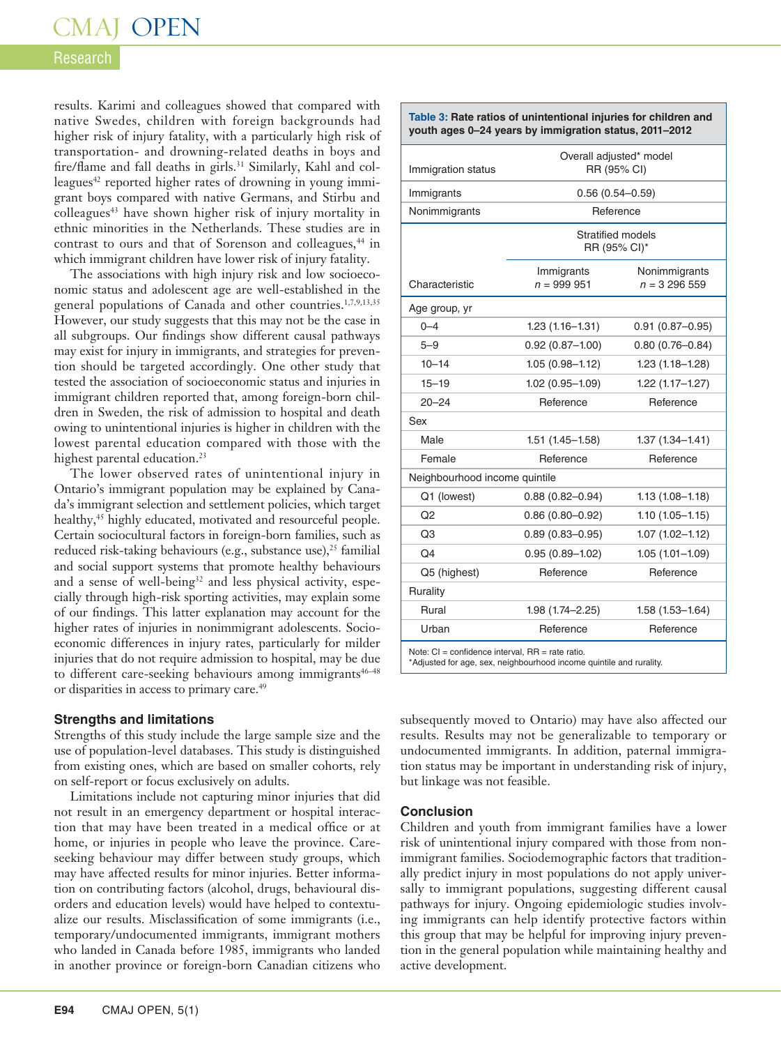results. Karimi and colleagues showed that compared with native Swedes, children with foreign backgrounds had higher risk of injury fatality, with a particularly high risk of transportation- and drowning-related deaths in boys and fire/flame and fall deaths in girls.[31] Similarly, Kahl and colleagues[42] reported higher rates of drowning in young immigrant boys compared with native Germans, and Stirbu and colleagues[43] have shown higher risk of injury mortality in ethnic minorities in the Netherlands. These studies are in contrast to ours and that of Sorenson and colleagues,[44] in which immigrant children have lower risk of injury fatality.

The associations with high injury risk and low socioeconomic status and adolescent age are well-established in the general populations of Canada and other countries.[1,7,9,13,35] However, our study suggests that this may not be the case in all subgroups. Our findings show different causal pathways may exist for injury in immigrants, and strategies for prevention should be targeted accordingly. One other study that tested the association of socioeconomic status and injuries in immigrant children reported that, among foreign-born children in Sweden, the risk of admission to hospital and death owing to unintentional injuries is higher in children with the lowest parental education compared with those with the highest parental education.[23]

The lower observed rates of unintentional injury in Ontario's immigrant population may be explained by Canada's immigrant selection and settlement policies, which target healthy,[45] highly educated, motivated and resourceful people. Certain sociocultural factors in foreign-born families, such as reduced risk-taking behaviours (e.g., substance use),[25] familial and social support systems that promote healthy behaviours and a sense of well-being[32] and less physical activity, especially through high-risk sporting activities, may explain some of our findings. This latter explanation may account for the higher rates of injuries in nonimmigrant adolescents. Socioeconomic differences in injury rates, particularly for milder injuries that do not require admission to hospital, may be due to different care-seeking behaviours among immigrants[46–48] or disparities in access to primary care.[49]

**Table 3:** Rate ratios of unintentional injuries for children and youth ages 0–24 years by immigration status, 2011–2012

| Immigration status | Overall adjusted* model RR (95% CI) | |
|---|---|---|
| Immigrants | 0.56 (0.54–0.59) | |
| Nonimmigrants | Reference | |
| | Stratified models RR (95% CI)* | |
| Characteristic | Immigrants $n$ = 999 951 | Nonimmigrants $n$ = 3 296 559 |
| Age group, yr | | |
| 0–4 | 1.23 (1.16–1.31) | 0.91 (0.87–0.95) |
| 5–9 | 0.92 (0.87–1.00) | 0.80 (0.76–0.84) |
| 10–14 | 1.05 (0.98–1.12) | 1.23 (1.18–1.28) |
| 15–19 | 1.02 (0.95–1.09) | 1.22 (1.17–1.27) |
| 20–24 | Reference | Reference |
| Sex | | |
| Male | 1.51 (1.45–1.58) | 1.37 (1.34–1.41) |
| Female | Reference | Reference |
| Neighbourhood income quintile | | |
| Q1 (lowest) | 0.88 (0.82–0.94) | 1.13 (1.08–1.18) |
| Q2 | 0.86 (0.80–0.92) | 1.10 (1.05–1.15) |
| Q3 | 0.89 (0.83–0.95) | 1.07 (1.02–1.12) |
| Q4 | 0.95 (0.89–1.02) | 1.05 (1.01–1.09) |
| Q5 (highest) | Reference | Reference |
| Rurality | | |
| Rural | 1.98 (1.74–2.25) | 1.58 (1.53–1.64) |
| Urban | Reference | Reference |

Note: CI = confidence interval, RR = rate ratio.
*Adjusted for age, sex, neighbourhood income quintile and rurality.

### Strengths and limitations

Strengths of this study include the large sample size and the use of population-level databases. This study is distinguished from existing ones, which are based on smaller cohorts, rely on self-report or focus exclusively on adults.

Limitations include not capturing minor injuries that did not result in an emergency department or hospital interaction that may have been treated in a medical office or at home, or injuries in people who leave the province. Care-seeking behaviour may differ between study groups, which may have affected results for minor injuries. Better information on contributing factors (alcohol, drugs, behavioural disorders and education levels) would have helped to contextualize our results. Misclassification of some immigrants (i.e., temporary/undocumented immigrants, immigrant mothers who landed in Canada before 1985, immigrants who landed in another province or foreign-born Canadian citizens who subsequently moved to Ontario) may have also affected our results. Results may not be generalizable to temporary or undocumented immigrants. In addition, paternal immigration status may be important in understanding risk of injury, but linkage was not feasible.

## Conclusion

Children and youth from immigrant families have a lower risk of unintentional injury compared with those from nonimmigrant families. Sociodemographic factors that traditionally predict injury in most populations do not apply universally to immigrant populations, suggesting different causal pathways for injury. Ongoing epidemiologic studies involving immigrants can help identify protective factors within this group that may be helpful for improving injury prevention in the general population while maintaining healthy and active development.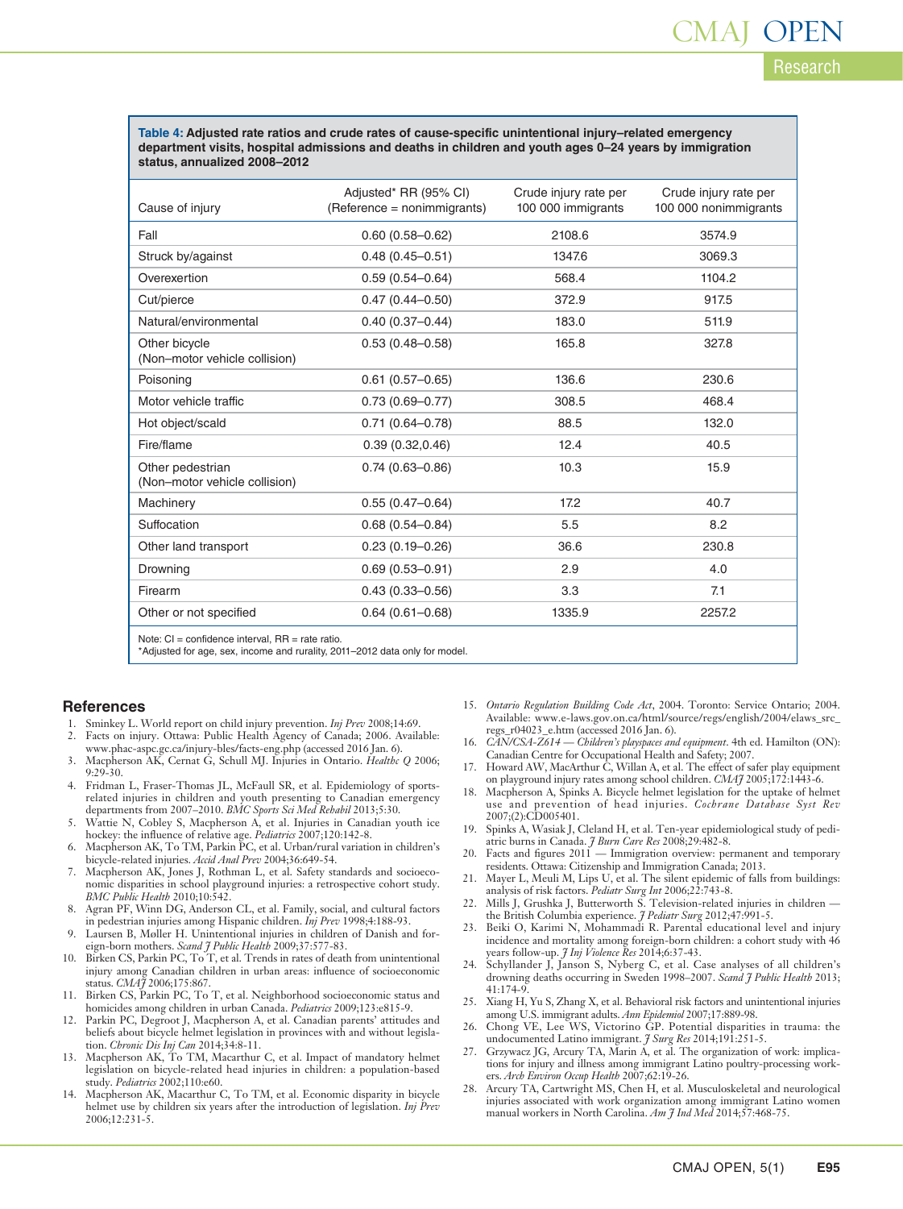**Table 4: Adjusted rate ratios and crude rates of cause-specific unintentional injury–related emergency department visits, hospital admissions and deaths in children and youth ages 0–24 years by immigration status, annualized 2008–2012**

| Cause of injury | Adjusted* RR (95% CI) (Reference = nonimmigrants) | Crude injury rate per 100 000 immigrants | Crude injury rate per 100 000 nonimmigrants |
|---|---|---|---|
| Fall | 0.60 (0.58–0.62) | 2108.6 | 3574.9 |
| Struck by/against | 0.48 (0.45–0.51) | 1347.6 | 3069.3 |
| Overexertion | 0.59 (0.54–0.64) | 568.4 | 1104.2 |
| Cut/pierce | 0.47 (0.44–0.50) | 372.9 | 917.5 |
| Natural/environmental | 0.40 (0.37–0.44) | 183.0 | 511.9 |
| Other bicycle (Non–motor vehicle collision) | 0.53 (0.48–0.58) | 165.8 | 327.8 |
| Poisoning | 0.61 (0.57–0.65) | 136.6 | 230.6 |
| Motor vehicle traffic | 0.73 (0.69–0.77) | 308.5 | 468.4 |
| Hot object/scald | 0.71 (0.64–0.78) | 88.5 | 132.0 |
| Fire/flame | 0.39 (0.32,0.46) | 12.4 | 40.5 |
| Other pedestrian (Non–motor vehicle collision) | 0.74 (0.63–0.86) | 10.3 | 15.9 |
| Machinery | 0.55 (0.47–0.64) | 17.2 | 40.7 |
| Suffocation | 0.68 (0.54–0.84) | 5.5 | 8.2 |
| Other land transport | 0.23 (0.19–0.26) | 36.6 | 230.8 |
| Drowning | 0.69 (0.53–0.91) | 2.9 | 4.0 |
| Firearm | 0.43 (0.33–0.56) | 3.3 | 7.1 |
| Other or not specified | 0.64 (0.61–0.68) | 1335.9 | 2257.2 |

Note: CI = confidence interval, RR = rate ratio.
*Adjusted for age, sex, income and rurality, 2011–2012 data only for model.

## References

1. Sminkey L. World report on child injury prevention. *Inj Prev* 2008;14:69.
2. Facts on injury. Ottawa: Public Health Agency of Canada; 2006. Available: www.phac-aspc.gc.ca/injury-bles/facts-eng.php (accessed 2016 Jan. 6).
3. Macpherson AK, Cernat G, Schull MJ. Injuries in Ontario. *Healthc Q* 2006; 9:29-30.
4. Fridman L, Fraser-Thomas JL, McFaull SR, et al. Epidemiology of sports-related injuries in children and youth presenting to Canadian emergency departments from 2007–2010. *BMC Sports Sci Med Rehabil* 2013;5:30.
5. Wattie N, Cobley S, Macpherson A, et al. Injuries in Canadian youth ice hockey: the influence of relative age. *Pediatrics* 2007;120:142-8.
6. Macpherson AK, To TM, Parkin PC, et al. Urban/rural variation in children's bicycle-related injuries. *Accid Anal Prev* 2004;36:649-54.
7. Macpherson AK, Jones J, Rothman L, et al. Safety standards and socioeconomic disparities in school playground injuries: a retrospective cohort study. *BMC Public Health* 2010;10:542.
8. Agran PF, Winn DG, Anderson CL, et al. Family, social, and cultural factors in pedestrian injuries among Hispanic children. *Inj Prev* 1998;4:188-93.
9. Laursen B, Møller H. Unintentional injuries in children of Danish and foreign-born mothers. *Scand J Public Health* 2009;37:577-83.
10. Birken CS, Parkin PC, To T, et al. Trends in rates of death from unintentional injury among Canadian children in urban areas: influence of socioeconomic status. *CMAJ* 2006;175:867.
11. Birken CS, Parkin PC, To T, et al. Neighborhood socioeconomic status and homicides among children in urban Canada. *Pediatrics* 2009;123:e815-9.
12. Parkin PC, Degroot J, Macpherson A, et al. Canadian parents' attitudes and beliefs about bicycle helmet legislation in provinces with and without legislation. *Chronic Dis Inj Can* 2014;34:8-11.
13. Macpherson AK, To TM, Macarthur C, et al. Impact of mandatory helmet legislation on bicycle-related head injuries in children: a population-based study. *Pediatrics* 2002;110:e60.
14. Macpherson AK, Macarthur C, To TM, et al. Economic disparity in bicycle helmet use by children six years after the introduction of legislation. *Inj Prev* 2006;12:231-5.
15. *Ontario Regulation Building Code Act*, 2004. Toronto: Service Ontario; 2004. Available: www.e-laws.gov.on.ca/html/source/regs/english/2004/elaws_src_regs_r04023_e.htm (accessed 2016 Jan 6).
16. *CAN/CSA-Z614 — Children's playspaces and equipment*. 4th ed. Hamilton (ON): Canadian Centre for Occupational Health and Safety; 2007.
17. Howard AW, MacArthur C, Willan A, et al. The effect of safer play equipment on playground injury rates among school children. *CMAJ* 2005;172:1443-6.
18. Macpherson A, Spinks A. Bicycle helmet legislation for the uptake of helmet use and prevention of head injuries. *Cochrane Database Syst Rev* 2007;(2):CD005401.
19. Spinks A, Wasiak J, Cleland H, et al. Ten-year epidemiological study of pediatric burns in Canada. *J Burn Care Res* 2008;29:482-8.
20. Facts and figures 2011 — Immigration overview: permanent and temporary residents. Ottawa: Citizenship and Immigration Canada; 2013.
21. Mayer L, Meuli M, Lips U, et al. The silent epidemic of falls from buildings: analysis of risk factors. *Pediatr Surg Int* 2006;22:743-8.
22. Mills J, Grushka J, Butterworth S. Television-related injuries in children — the British Columbia experience. *J Pediatr Surg* 2012;47:991-5.
23. Beiki O, Karimi N, Mohammadi R. Parental educational level and injury incidence and mortality among foreign-born children: a cohort study with 46 years follow-up. *J Inj Violence Res* 2014;6:37-43.
24. Schyllander J, Janson S, Nyberg C, et al. Case analyses of all children's drowning deaths occurring in Sweden 1998–2007. *Scand J Public Health* 2013; 41:174-9.
25. Xiang H, Yu S, Zhang X, et al. Behavioral risk factors and unintentional injuries among U.S. immigrant adults. *Ann Epidemiol* 2007;17:889-98.
26. Chong VE, Lee WS, Victorino GP. Potential disparities in trauma: the undocumented Latino immigrant. *J Surg Res* 2014;191:251-5.
27. Grzywacz JG, Arcury TA, Marin A, et al. The organization of work: implications for injury and illness among immigrant Latino poultry-processing workers. *Arch Environ Occup Health* 2007;62:19-26.
28. Arcury TA, Cartwright MS, Chen H, et al. Musculoskeletal and neurological injuries associated with work organization among immigrant Latino women manual workers in North Carolina. *Am J Ind Med* 2014;57:468-75.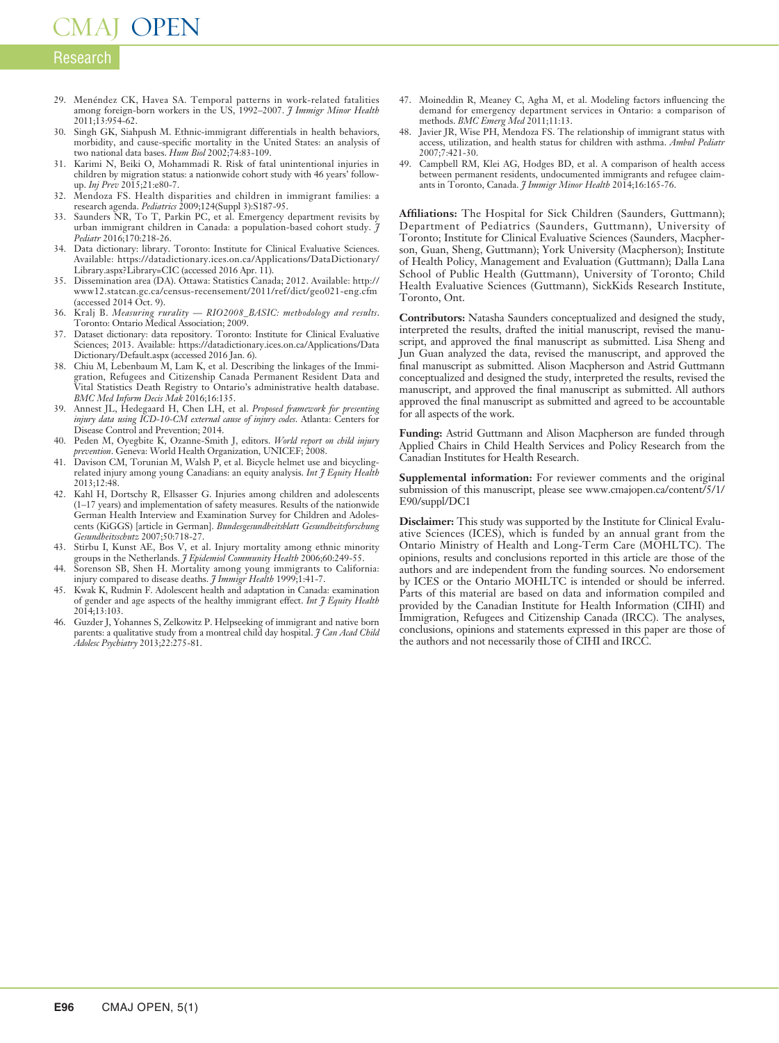29. Menéndez CK, Havea SA. Temporal patterns in work-related fatalities among foreign-born workers in the US, 1992–2007. *J Immigr Minor Health* 2011;13:954-62.
30. Singh GK, Siahpush M. Ethnic-immigrant differentials in health behaviors, morbidity, and cause-specific mortality in the United States: an analysis of two national data bases. *Hum Biol* 2002;74:83-109.
31. Karimi N, Beiki O, Mohammadi R. Risk of fatal unintentional injuries in children by migration status: a nationwide cohort study with 46 years' follow-up. *Inj Prev* 2015;21:e80-7.
32. Mendoza FS. Health disparities and children in immigrant families: a research agenda. *Pediatrics* 2009;124(Suppl 3):S187-95.
33. Saunders NR, To T, Parkin PC, et al. Emergency department revisits by urban immigrant children in Canada: a population-based cohort study. *J Pediatr* 2016;170:218-26.
34. Data dictionary: library. Toronto: Institute for Clinical Evaluative Sciences. Available: https://datadictionary.ices.on.ca/Applications/DataDictionary/Library.aspx?Library=CIC (accessed 2016 Apr. 11).
35. Dissemination area (DA). Ottawa: Statistics Canada; 2012. Available: http://www12.statcan.gc.ca/census-recensement/2011/ref/dict/geo021-eng.cfm (accessed 2014 Oct. 9).
36. Kralj B. *Measuring rurality — RIO2008_BASIC: methodology and results*. Toronto: Ontario Medical Association; 2009.
37. Dataset dictionary: data repository. Toronto: Institute for Clinical Evaluative Sciences; 2013. Available: https://datadictionary.ices.on.ca/Applications/DataDictionary/Default.aspx (accessed 2016 Jan. 6).
38. Chiu M, Lebenbaum M, Lam K, et al. Describing the linkages of the Immigration, Refugees and Citizenship Canada Permanent Resident Data and Vital Statistics Death Registry to Ontario's administrative health database. *BMC Med Inform Decis Mak* 2016;16:135.
39. Annest JL, Hedegaard H, Chen LH, et al. *Proposed framework for presenting injury data using ICD-10-CM external cause of injury codes*. Atlanta: Centers for Disease Control and Prevention; 2014.
40. Peden M, Oyegbite K, Ozanne-Smith J, editors. *World report on child injury prevention*. Geneva: World Health Organization, UNICEF; 2008.
41. Davison CM, Torunian M, Walsh P, et al. Bicycle helmet use and bicycling-related injury among young Canadians: an equity analysis. *Int J Equity Health* 2013;12:48.
42. Kahl H, Dortschy R, Ellsasser G. Injuries among children and adolescents (1–17 years) and implementation of safety measures. Results of the nationwide German Health Interview and Examination Survey for Children and Adolescents (KiGGS) [article in German]. *Bundesgesundheitsblatt Gesundheitsforschung Gesundheitsschutz* 2007;50:718-27.
43. Stirbu I, Kunst AE, Bos V, et al. Injury mortality among ethnic minority groups in the Netherlands. *J Epidemiol Community Health* 2006;60:249-55.
44. Sorenson SB, Shen H. Mortality among young immigrants to California: injury compared to disease deaths. *J Immigr Health* 1999;1:41-7.
45. Kwak K, Rudmin F. Adolescent health and adaptation in Canada: examination of gender and age aspects of the healthy immigrant effect. *Int J Equity Health* 2014;13:103.
46. Guzder J, Yohannes S, Zelkowitz P. Helpseeking of immigrant and native born parents: a qualitative study from a montreal child day hospital. *J Can Acad Child Adolesc Psychiatry* 2013;22:275-81.
47. Moineddin R, Meaney C, Agha M, et al. Modeling factors influencing the demand for emergency department services in Ontario: a comparison of methods. *BMC Emerg Med* 2011;11:13.
48. Javier JR, Wise PH, Mendoza FS. The relationship of immigrant status with access, utilization, and health status for children with asthma. *Ambul Pediatr* 2007;7:421-30.
49. Campbell RM, Klei AG, Hodges BD, et al. A comparison of health access between permanent residents, undocumented immigrants and refugee claimants in Toronto, Canada. *J Immigr Minor Health* 2014;16:165-76.

**Affiliations:** The Hospital for Sick Children (Saunders, Guttmann); Department of Pediatrics (Saunders, Guttmann), University of Toronto; Institute for Clinical Evaluative Sciences (Saunders, Macpherson, Guan, Sheng, Guttmann); York University (Macpherson); Institute of Health Policy, Management and Evaluation (Guttmann); Dalla Lana School of Public Health (Guttmann), University of Toronto; Child Health Evaluative Sciences (Guttmann), SickKids Research Institute, Toronto, Ont.

**Contributors:** Natasha Saunders conceptualized and designed the study, interpreted the results, drafted the initial manuscript, revised the manuscript, and approved the final manuscript as submitted. Lisa Sheng and Jun Guan analyzed the data, revised the manuscript, and approved the final manuscript as submitted. Alison Macpherson and Astrid Guttmann conceptualized and designed the study, interpreted the results, revised the manuscript, and approved the final manuscript as submitted. All authors approved the final manuscript as submitted and agreed to be accountable for all aspects of the work.

**Funding:** Astrid Guttmann and Alison Macpherson are funded through Applied Chairs in Child Health Services and Policy Research from the Canadian Institutes for Health Research.

**Supplemental information:** For reviewer comments and the original submission of this manuscript, please see www.cmajopen.ca/content/5/1/E90/suppl/DC1

**Disclaimer:** This study was supported by the Institute for Clinical Evaluative Sciences (ICES), which is funded by an annual grant from the Ontario Ministry of Health and Long-Term Care (MOHLTC). The opinions, results and conclusions reported in this article are those of the authors and are independent from the funding sources. No endorsement by ICES or the Ontario MOHLTC is intended or should be inferred. Parts of this material are based on data and information compiled and provided by the Canadian Institute for Health Information (CIHI) and Immigration, Refugees and Citizenship Canada (IRCC). The analyses, conclusions, opinions and statements expressed in this paper are those of the authors and not necessarily those of CIHI and IRCC.